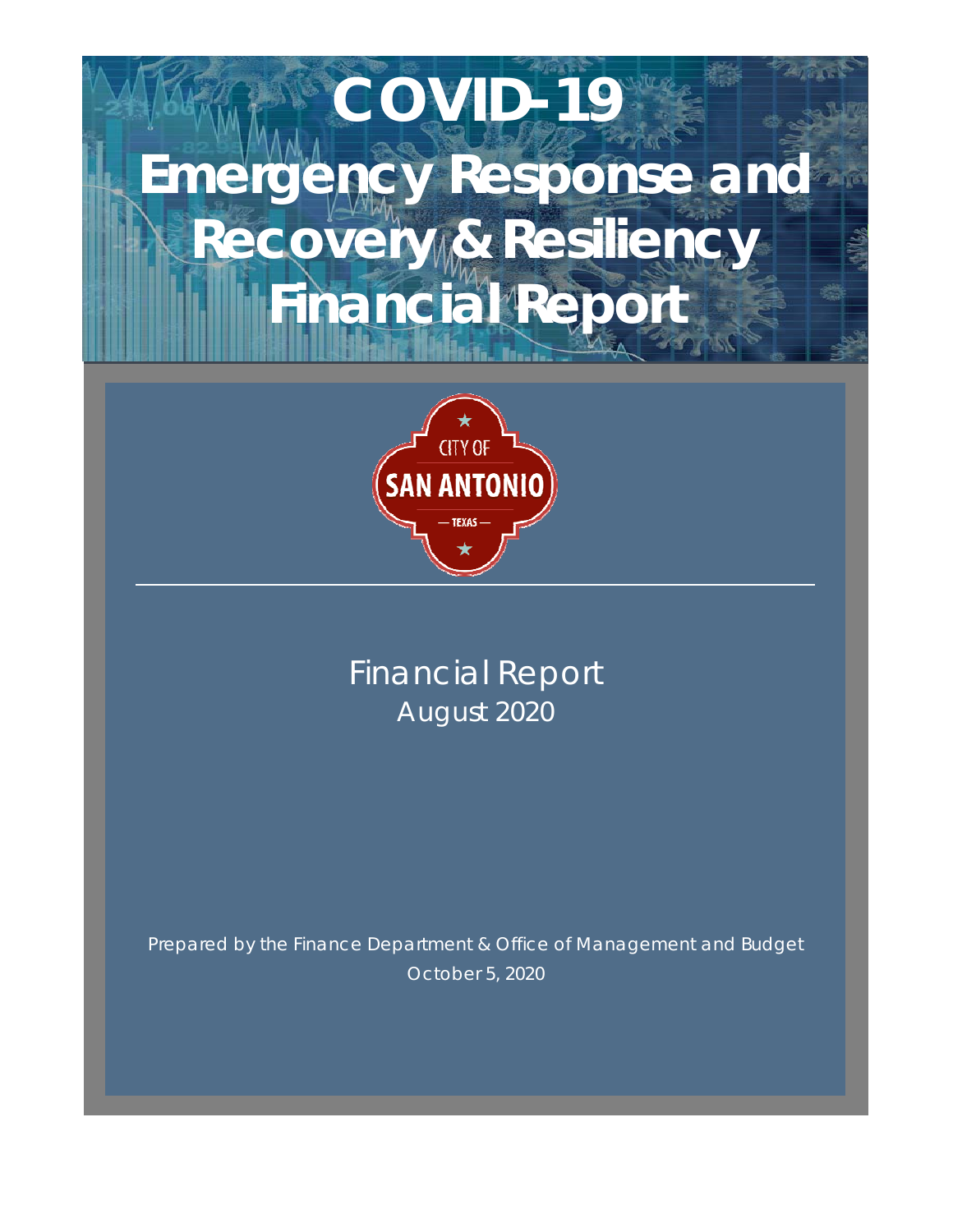# COVID-19 Emergency Response and Recovery & Resiliency Financial Report

CITY OF SAN ANTONIO — TEXAS —

Financial Report
August 2020

Prepared by the Finance Department & Office of Management and Budget
October 5, 2020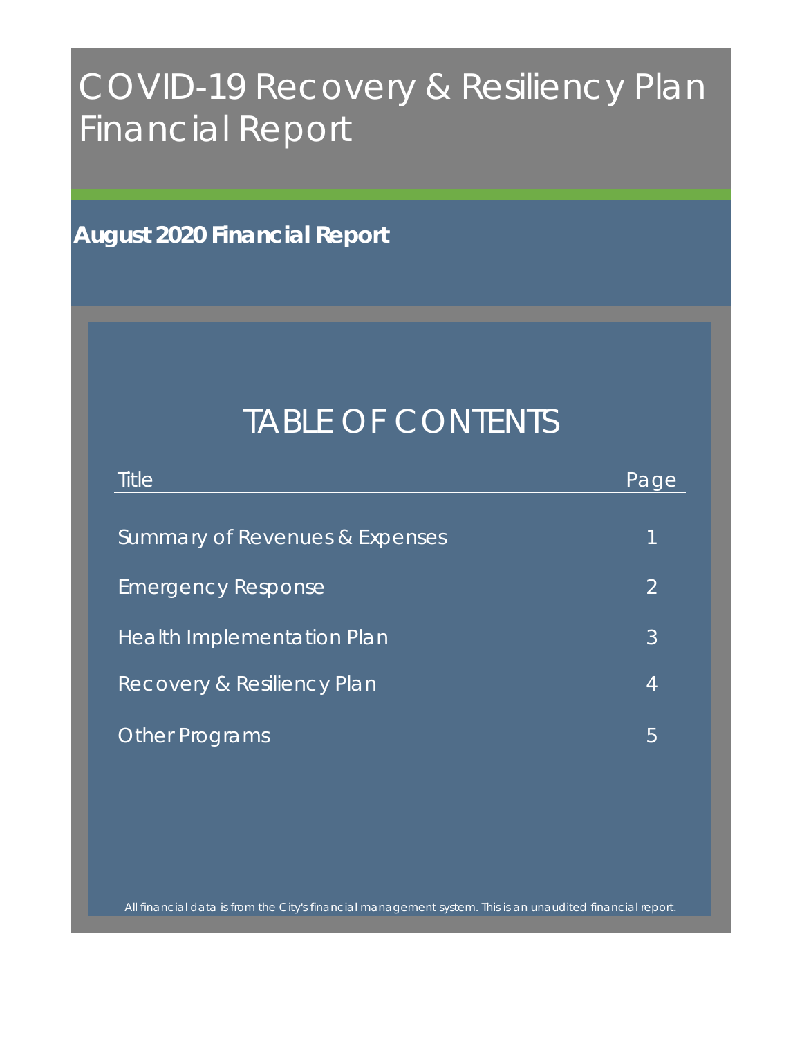# COVID-19 Recovery & Resiliency Plan Financial Report

**August 2020 Financial Report**

## TABLE OF CONTENTS

| Title | Page |
| --- | --- |
| Summary of Revenues & Expenses | 1 |
| Emergency Response | 2 |
| Health Implementation Plan | 3 |
| Recovery & Resiliency Plan | 4 |
| Other Programs | 5 |

*All financial data is from the City's financial management system. This is an unaudited financial report.*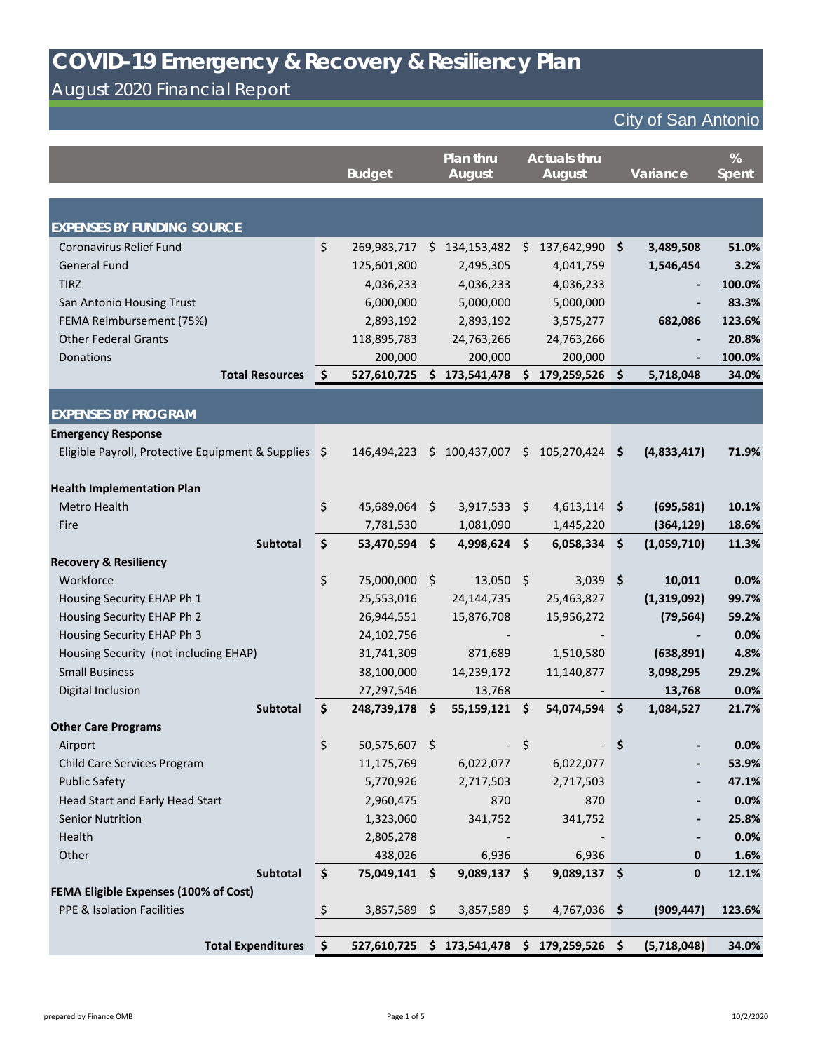# COVID-19 Emergency & Recovery & Resiliency Plan

## August 2020 Financial Report

City of San Antonio

| | Budget | Plan thru August | Actuals thru August | Variance | % Spent |
|---|---|---|---|---|---|
| **EXPENSES BY FUNDING SOURCE** | | | | | |
| Coronavirus Relief Fund | $ 269,983,717 | $ 134,153,482 | $ 137,642,990 | **$ 3,489,508** | **51.0%** |
| General Fund | 125,601,800 | 2,495,305 | 4,041,759 | **1,546,454** | **3.2%** |
| TIRZ | 4,036,233 | 4,036,233 | 4,036,233 | **-** | **100.0%** |
| San Antonio Housing Trust | 6,000,000 | 5,000,000 | 5,000,000 | **-** | **83.3%** |
| FEMA Reimbursement (75%) | 2,893,192 | 2,893,192 | 3,575,277 | **682,086** | **123.6%** |
| Other Federal Grants | 118,895,783 | 24,763,266 | 24,763,266 | **-** | **20.8%** |
| Donations | 200,000 | 200,000 | 200,000 | **-** | **100.0%** |
| **Total Resources** | **$ 527,610,725** | **$ 173,541,478** | **$ 179,259,526** | **$ 5,718,048** | **34.0%** |
| **EXPENSES BY PROGRAM** | | | | | |
| **Emergency Response** | | | | | |
| Eligible Payroll, Protective Equipment & Supplies | $ 146,494,223 | $ 100,437,007 | $ 105,270,424 | **$ (4,833,417)** | **71.9%** |
| **Health Implementation Plan** | | | | | |
| Metro Health | $ 45,689,064 | $ 3,917,533 | $ 4,613,114 | **$ (695,581)** | **10.1%** |
| Fire | 7,781,530 | 1,081,090 | 1,445,220 | **(364,129)** | **18.6%** |
| **Subtotal** | **$ 53,470,594** | **$ 4,998,624** | **$ 6,058,334** | **$ (1,059,710)** | **11.3%** |
| **Recovery & Resiliency** | | | | | |
| Workforce | $ 75,000,000 | $ 13,050 | $ 3,039 | **$ 10,011** | **0.0%** |
| Housing Security EHAP Ph 1 | 25,553,016 | 24,144,735 | 25,463,827 | **(1,319,092)** | **99.7%** |
| Housing Security EHAP Ph 2 | 26,944,551 | 15,876,708 | 15,956,272 | **(79,564)** | **59.2%** |
| Housing Security EHAP Ph 3 | 24,102,756 | - | - | **-** | **0.0%** |
| Housing Security (not including EHAP) | 31,741,309 | 871,689 | 1,510,580 | **(638,891)** | **4.8%** |
| Small Business | 38,100,000 | 14,239,172 | 11,140,877 | **3,098,295** | **29.2%** |
| Digital Inclusion | 27,297,546 | 13,768 | - | **13,768** | **0.0%** |
| **Subtotal** | **$ 248,739,178** | **$ 55,159,121** | **$ 54,074,594** | **$ 1,084,527** | **21.7%** |
| **Other Care Programs** | | | | | |
| Airport | $ 50,575,607 | $ - | $ - | **$ -** | **0.0%** |
| Child Care Services Program | 11,175,769 | 6,022,077 | 6,022,077 | **-** | **53.9%** |
| Public Safety | 5,770,926 | 2,717,503 | 2,717,503 | **-** | **47.1%** |
| Head Start and Early Head Start | 2,960,475 | 870 | 870 | **-** | **0.0%** |
| Senior Nutrition | 1,323,060 | 341,752 | 341,752 | **-** | **25.8%** |
| Health | 2,805,278 | - | - | **-** | **0.0%** |
| Other | 438,026 | 6,936 | 6,936 | **0** | **1.6%** |
| **Subtotal** | **$ 75,049,141** | **$ 9,089,137** | **$ 9,089,137** | **$ 0** | **12.1%** |
| **FEMA Eligible Expenses (100% of Cost)** | | | | | |
| PPE & Isolation Facilities | $ 3,857,589 | $ 3,857,589 | $ 4,767,036 | **$ (909,447)** | **123.6%** |
| **Total Expenditures** | **$ 527,610,725** | **$ 173,541,478** | **$ 179,259,526** | **$ (5,718,048)** | **34.0%** |

prepared by Finance OMB

10/2/2020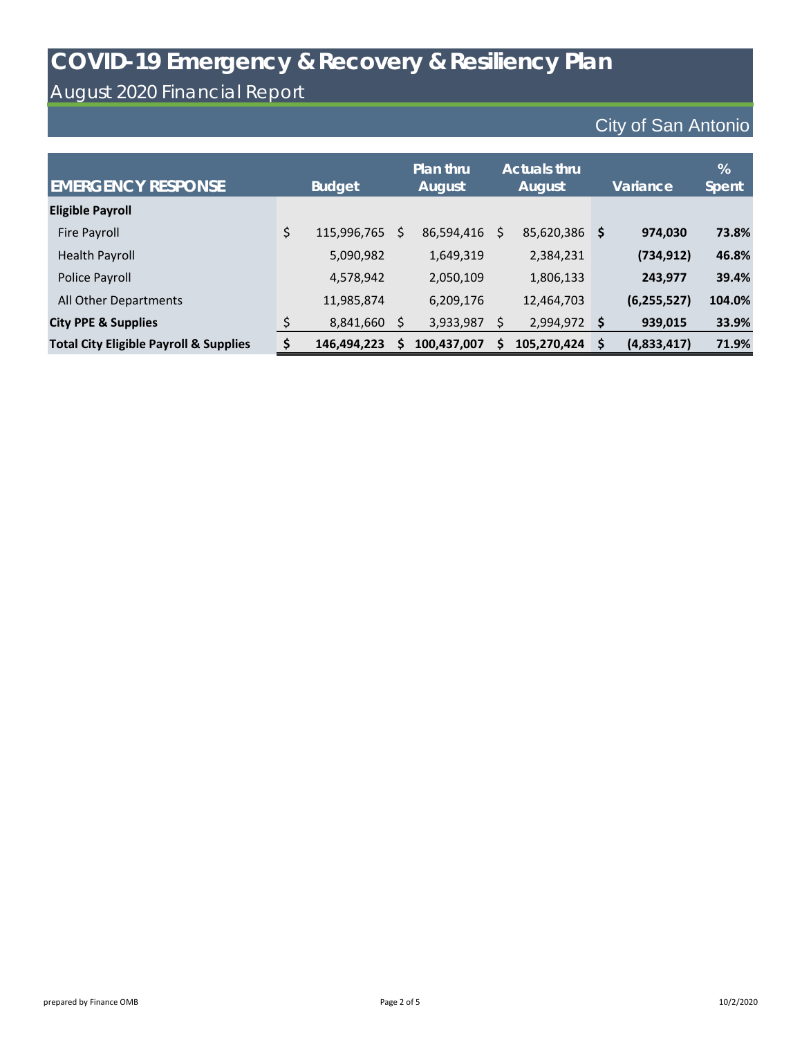# COVID-19 Emergency & Recovery & Resiliency Plan

## August 2020 Financial Report

City of San Antonio

| EMERGENCY RESPONSE | Budget | Plan thru August | Actuals thru August | Variance | % Spent |
|---|---|---|---|---|---|
| **Eligible Payroll** | | | | | |
| Fire Payroll | $ 115,996,765 | $ 86,594,416 | $ 85,620,386 | **$ 974,030** | **73.8%** |
| Health Payroll | 5,090,982 | 1,649,319 | 2,384,231 | **(734,912)** | **46.8%** |
| Police Payroll | 4,578,942 | 2,050,109 | 1,806,133 | **243,977** | **39.4%** |
| All Other Departments | 11,985,874 | 6,209,176 | 12,464,703 | **(6,255,527)** | **104.0%** |
| **City PPE & Supplies** | $ 8,841,660 | $ 3,933,987 | $ 2,994,972 | **$ 939,015** | **33.9%** |
| **Total City Eligible Payroll & Supplies** | **$ 146,494,223** | **$ 100,437,007** | **$ 105,270,424** | **$ (4,833,417)** | **71.9%** |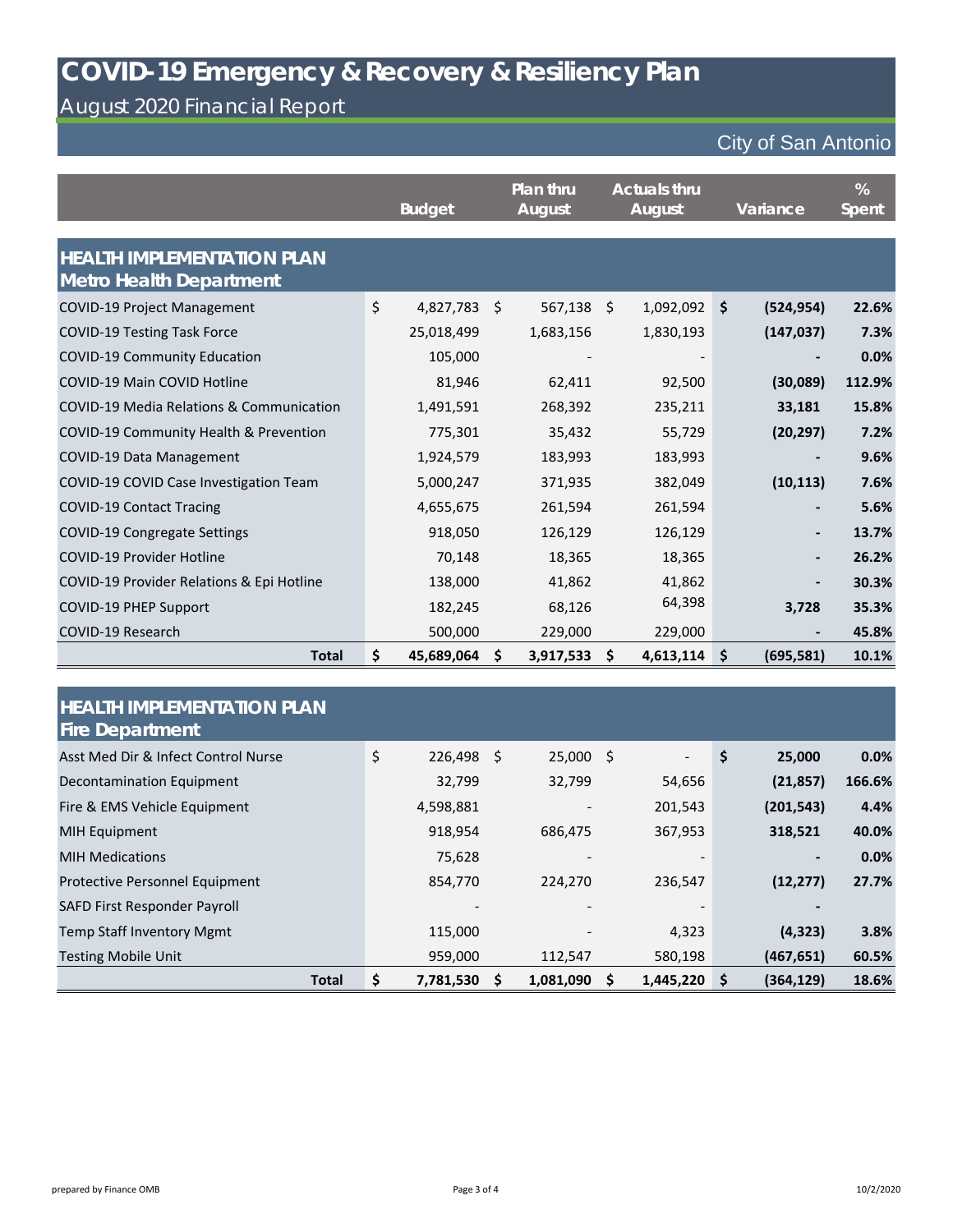# COVID-19 Emergency & Recovery & Resiliency Plan

## August 2020 Financial Report

City of San Antonio

### HEALTH IMPLEMENTATION PLAN
#### Metro Health Department

| | Budget | Plan thru August | Actuals thru August | Variance | % Spent |
|---|---|---|---|---|---|
| COVID-19 Project Management | $ 4,827,783 | $ 567,138 | $ 1,092,092 | $ (524,954) | 22.6% |
| COVID-19 Testing Task Force | 25,018,499 | 1,683,156 | 1,830,193 | (147,037) | 7.3% |
| COVID-19 Community Education | 105,000 | - | - | - | 0.0% |
| COVID-19 Main COVID Hotline | 81,946 | 62,411 | 92,500 | (30,089) | 112.9% |
| COVID-19 Media Relations & Communication | 1,491,591 | 268,392 | 235,211 | 33,181 | 15.8% |
| COVID-19 Community Health & Prevention | 775,301 | 35,432 | 55,729 | (20,297) | 7.2% |
| COVID-19 Data Management | 1,924,579 | 183,993 | 183,993 | - | 9.6% |
| COVID-19 COVID Case Investigation Team | 5,000,247 | 371,935 | 382,049 | (10,113) | 7.6% |
| COVID-19 Contact Tracing | 4,655,675 | 261,594 | 261,594 | - | 5.6% |
| COVID-19 Congregate Settings | 918,050 | 126,129 | 126,129 | - | 13.7% |
| COVID-19 Provider Hotline | 70,148 | 18,365 | 18,365 | - | 26.2% |
| COVID-19 Provider Relations & Epi Hotline | 138,000 | 41,862 | 41,862 | - | 30.3% |
| COVID-19 PHEP Support | 182,245 | 68,126 | 64,398 | 3,728 | 35.3% |
| COVID-19 Research | 500,000 | 229,000 | 229,000 | - | 45.8% |
| **Total** | **$ 45,689,064** | **$ 3,917,533** | **$ 4,613,114** | **$ (695,581)** | **10.1%** |

### HEALTH IMPLEMENTATION PLAN
#### Fire Department

| | Budget | Plan thru August | Actuals thru August | Variance | % Spent |
|---|---|---|---|---|---|
| Asst Med Dir & Infect Control Nurse | $ 226,498 | $ 25,000 | $ - | $ 25,000 | 0.0% |
| Decontamination Equipment | 32,799 | 32,799 | 54,656 | (21,857) | 166.6% |
| Fire & EMS Vehicle Equipment | 4,598,881 | - | 201,543 | (201,543) | 4.4% |
| MIH Equipment | 918,954 | 686,475 | 367,953 | 318,521 | 40.0% |
| MIH Medications | 75,628 | - | - | - | 0.0% |
| Protective Personnel Equipment | 854,770 | 224,270 | 236,547 | (12,277) | 27.7% |
| SAFD First Responder Payroll | - | - | - | - | |
| Temp Staff Inventory Mgmt | 115,000 | - | 4,323 | (4,323) | 3.8% |
| Testing Mobile Unit | 959,000 | 112,547 | 580,198 | (467,651) | 60.5% |
| **Total** | **$ 7,781,530** | **$ 1,081,090** | **$ 1,445,220** | **$ (364,129)** | **18.6%** |

prepared by Finance OMB

10/2/2020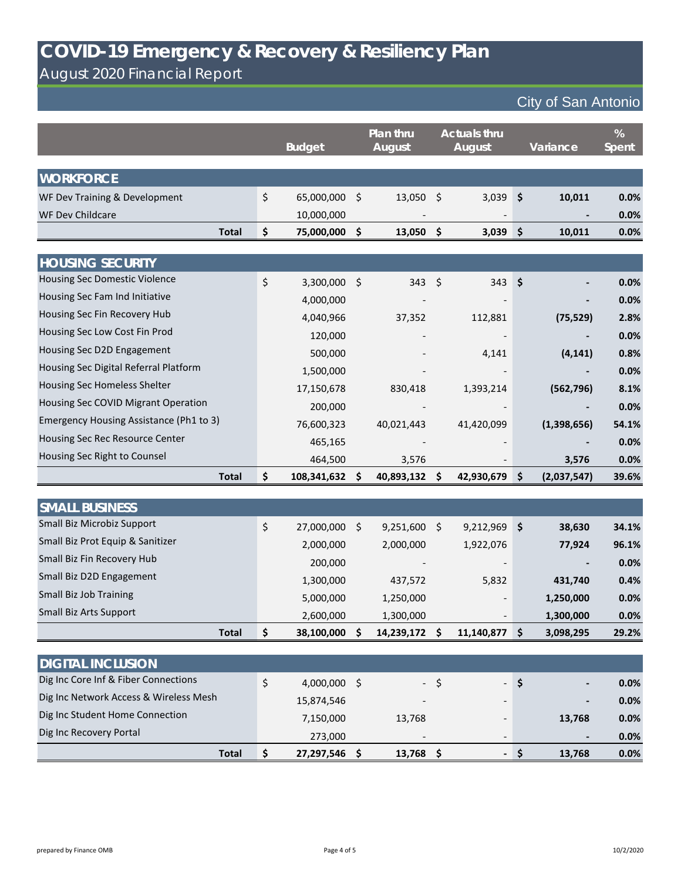# COVID-19 Emergency & Recovery & Resiliency Plan

## August 2020 Financial Report

City of San Antonio

| | Budget | Plan thru August | Actuals thru August | Variance | % Spent |
|---|---|---|---|---|---|
| **WORKFORCE** | | | | | |
| WF Dev Training & Development | $ 65,000,000 | $ 13,050 | $ 3,039 | **$ 10,011** | **0.0%** |
| WF Dev Childcare | 10,000,000 | - | - | **-** | **0.0%** |
| **Total** | **$ 75,000,000** | **$ 13,050** | **$ 3,039** | **$ 10,011** | **0.0%** |
| **HOUSING SECURITY** | | | | | |
| Housing Sec Domestic Violence | $ 3,300,000 | $ 343 | $ 343 | **$ -** | **0.0%** |
| Housing Sec Fam Ind Initiative | 4,000,000 | - | - | **-** | **0.0%** |
| Housing Sec Fin Recovery Hub | 4,040,966 | 37,352 | 112,881 | **(75,529)** | **2.8%** |
| Housing Sec Low Cost Fin Prod | 120,000 | - | - | **-** | **0.0%** |
| Housing Sec D2D Engagement | 500,000 | - | 4,141 | **(4,141)** | **0.8%** |
| Housing Sec Digital Referral Platform | 1,500,000 | - | - | **-** | **0.0%** |
| Housing Sec Homeless Shelter | 17,150,678 | 830,418 | 1,393,214 | **(562,796)** | **8.1%** |
| Housing Sec COVID Migrant Operation | 200,000 | - | - | **-** | **0.0%** |
| Emergency Housing Assistance (Ph1 to 3) | 76,600,323 | 40,021,443 | 41,420,099 | **(1,398,656)** | **54.1%** |
| Housing Sec Rec Resource Center | 465,165 | - | - | **-** | **0.0%** |
| Housing Sec Right to Counsel | 464,500 | 3,576 | - | **3,576** | **0.0%** |
| **Total** | **$ 108,341,632** | **$ 40,893,132** | **$ 42,930,679** | **$ (2,037,547)** | **39.6%** |
| **SMALL BUSINESS** | | | | | |
| Small Biz Microbiz Support | $ 27,000,000 | $ 9,251,600 | $ 9,212,969 | **$ 38,630** | **34.1%** |
| Small Biz Prot Equip & Sanitizer | 2,000,000 | 2,000,000 | 1,922,076 | **77,924** | **96.1%** |
| Small Biz Fin Recovery Hub | 200,000 | - | - | **-** | **0.0%** |
| Small Biz D2D Engagement | 1,300,000 | 437,572 | 5,832 | **431,740** | **0.4%** |
| Small Biz Job Training | 5,000,000 | 1,250,000 | - | **1,250,000** | **0.0%** |
| Small Biz Arts Support | 2,600,000 | 1,300,000 | - | **1,300,000** | **0.0%** |
| **Total** | **$ 38,100,000** | **$ 14,239,172** | **$ 11,140,877** | **$ 3,098,295** | **29.2%** |
| **DIGITAL INCLUSION** | | | | | |
| Dig Inc Core Inf & Fiber Connections | $ 4,000,000 | $ - | $ - | **$ -** | **0.0%** |
| Dig Inc Network Access & Wireless Mesh | 15,874,546 | - | - | **-** | **0.0%** |
| Dig Inc Student Home Connection | 7,150,000 | 13,768 | - | **13,768** | **0.0%** |
| Dig Inc Recovery Portal | 273,000 | - | - | **-** | **0.0%** |
| **Total** | **$ 27,297,546** | **$ 13,768** | **$ -** | **$ 13,768** | **0.0%** |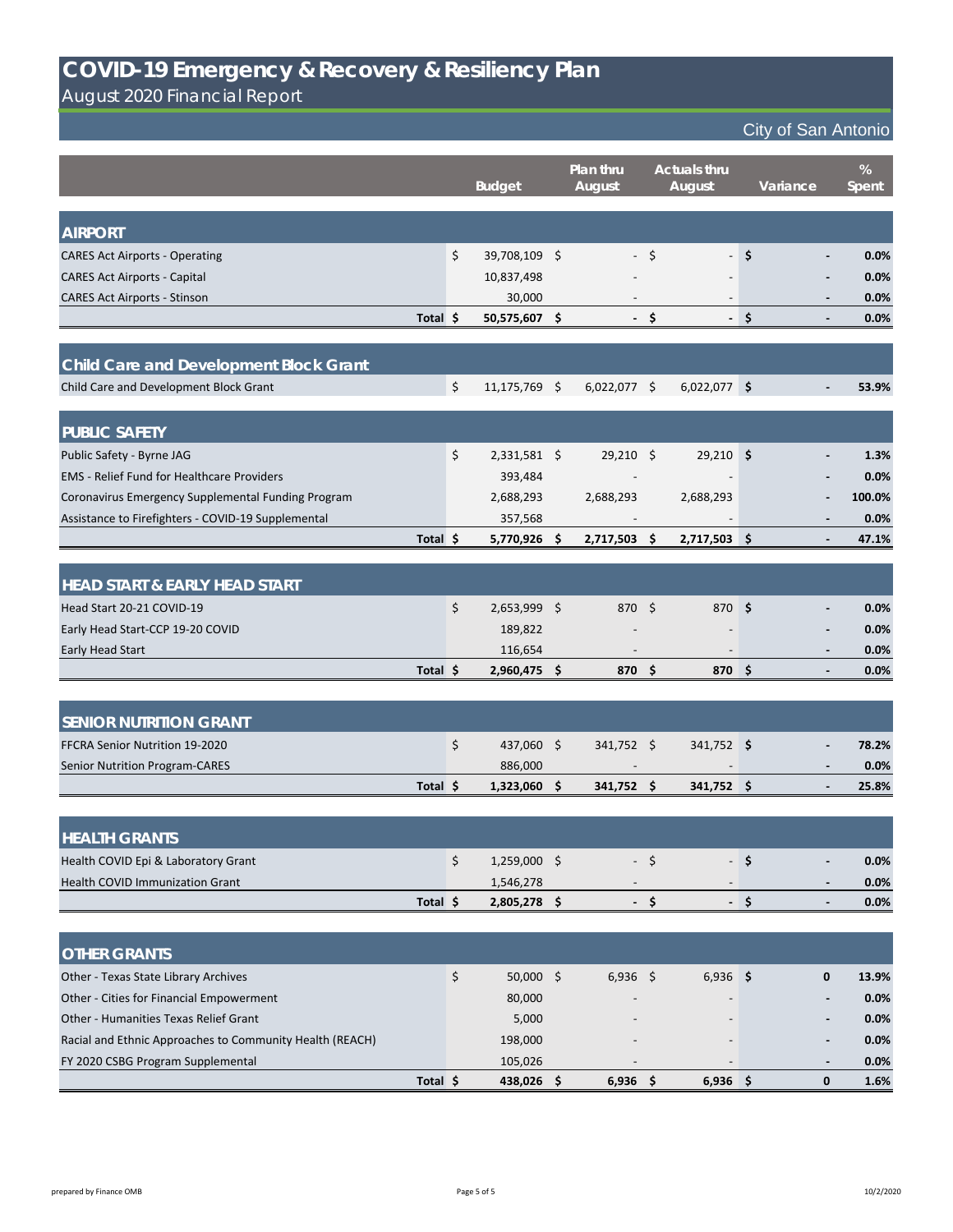# COVID-19 Emergency & Recovery & Resiliency Plan

August 2020 Financial Report

City of San Antonio

| | Budget | Plan thru August | Actuals thru August | Variance | % Spent |
|---|---|---|---|---|---|
| **AIRPORT** | | | | | |
| CARES Act Airports - Operating | $ 39,708,109 | $ - | $ - | $ - | 0.0% |
| CARES Act Airports - Capital | 10,837,498 | - | - | - | 0.0% |
| CARES Act Airports - Stinson | 30,000 | - | - | - | 0.0% |
| **Total** | **$ 50,575,607** | **$ -** | **$ -** | **$ -** | **0.0%** |
| **Child Care and Development Block Grant** | | | | | |
| Child Care and Development Block Grant | $ 11,175,769 | $ 6,022,077 | $ 6,022,077 | $ - | 53.9% |
| **PUBLIC SAFETY** | | | | | |
| Public Safety - Byrne JAG | $ 2,331,581 | $ 29,210 | $ 29,210 | $ - | 1.3% |
| EMS - Relief Fund for Healthcare Providers | 393,484 | - | - | - | 0.0% |
| Coronavirus Emergency Supplemental Funding Program | 2,688,293 | 2,688,293 | 2,688,293 | - | 100.0% |
| Assistance to Firefighters - COVID-19 Supplemental | 357,568 | - | - | - | 0.0% |
| **Total** | **$ 5,770,926** | **$ 2,717,503** | **$ 2,717,503** | **$ -** | **47.1%** |
| **HEAD START & EARLY HEAD START** | | | | | |
| Head Start 20-21 COVID-19 | $ 2,653,999 | $ 870 | $ 870 | $ - | 0.0% |
| Early Head Start-CCP 19-20 COVID | 189,822 | - | - | - | 0.0% |
| Early Head Start | 116,654 | - | - | - | 0.0% |
| **Total** | **$ 2,960,475** | **$ 870** | **$ 870** | **$ -** | **0.0%** |
| **SENIOR NUTRITION GRANT** | | | | | |
| FFCRA Senior Nutrition 19-2020 | $ 437,060 | $ 341,752 | $ 341,752 | $ - | 78.2% |
| Senior Nutrition Program-CARES | 886,000 | - | - | - | 0.0% |
| **Total** | **$ 1,323,060** | **$ 341,752** | **$ 341,752** | **$ -** | **25.8%** |
| **HEALTH GRANTS** | | | | | |
| Health COVID Epi & Laboratory Grant | $ 1,259,000 | $ - | $ - | $ - | 0.0% |
| Health COVID Immunization Grant | 1,546,278 | - | - | - | 0.0% |
| **Total** | **$ 2,805,278** | **$ -** | **$ -** | **$ -** | **0.0%** |
| **OTHER GRANTS** | | | | | |
| Other - Texas State Library Archives | $ 50,000 | $ 6,936 | $ 6,936 | $ 0 | 13.9% |
| Other - Cities for Financial Empowerment | 80,000 | - | - | - | 0.0% |
| Other - Humanities Texas Relief Grant | 5,000 | - | - | - | 0.0% |
| Racial and Ethnic Approaches to Community Health (REACH) | 198,000 | - | - | - | 0.0% |
| FY 2020 CSBG Program Supplemental | 105,026 | - | - | - | 0.0% |
| **Total** | **$ 438,026** | **$ 6,936** | **$ 6,936** | **$ 0** | **1.6%** |

prepared by Finance OMB

10/2/2020